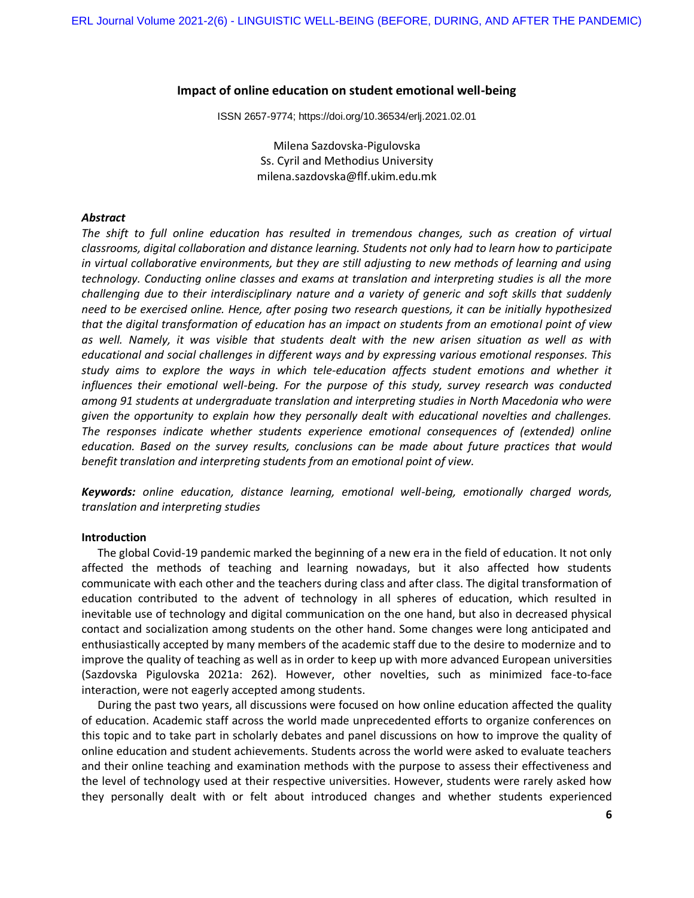# Impact of online education on student emotional well-being

ISSN 2657-9774; https://doi.org/10.36534/erlj.2021.02.01

Milena Sazdovska-Pigulovska
Ss. Cyril and Methodius University
milena.sazdovska@flf.ukim.edu.mk

### *Abstract*

*The shift to full online education has resulted in tremendous changes, such as creation of virtual classrooms, digital collaboration and distance learning. Students not only had to learn how to participate in virtual collaborative environments, but they are still adjusting to new methods of learning and using technology. Conducting online classes and exams at translation and interpreting studies is all the more challenging due to their interdisciplinary nature and a variety of generic and soft skills that suddenly need to be exercised online. Hence, after posing two research questions, it can be initially hypothesized that the digital transformation of education has an impact on students from an emotional point of view as well. Namely, it was visible that students dealt with the new arisen situation as well as with educational and social challenges in different ways and by expressing various emotional responses. This study aims to explore the ways in which tele-education affects student emotions and whether it influences their emotional well-being. For the purpose of this study, survey research was conducted among 91 students at undergraduate translation and interpreting studies in North Macedonia who were given the opportunity to explain how they personally dealt with educational novelties and challenges. The responses indicate whether students experience emotional consequences of (extended) online education. Based on the survey results, conclusions can be made about future practices that would benefit translation and interpreting students from an emotional point of view.*

***Keywords:*** *online education, distance learning, emotional well-being, emotionally charged words, translation and interpreting studies*

### Introduction

The global Covid-19 pandemic marked the beginning of a new era in the field of education. It not only affected the methods of teaching and learning nowadays, but it also affected how students communicate with each other and the teachers during class and after class. The digital transformation of education contributed to the advent of technology in all spheres of education, which resulted in inevitable use of technology and digital communication on the one hand, but also in decreased physical contact and socialization among students on the other hand. Some changes were long anticipated and enthusiastically accepted by many members of the academic staff due to the desire to modernize and to improve the quality of teaching as well as in order to keep up with more advanced European universities (Sazdovska Pigulovska 2021a: 262). However, other novelties, such as minimized face-to-face interaction, were not eagerly accepted among students.

During the past two years, all discussions were focused on how online education affected the quality of education. Academic staff across the world made unprecedented efforts to organize conferences on this topic and to take part in scholarly debates and panel discussions on how to improve the quality of online education and student achievements. Students across the world were asked to evaluate teachers and their online teaching and examination methods with the purpose to assess their effectiveness and the level of technology used at their respective universities. However, students were rarely asked how they personally dealt with or felt about introduced changes and whether students experienced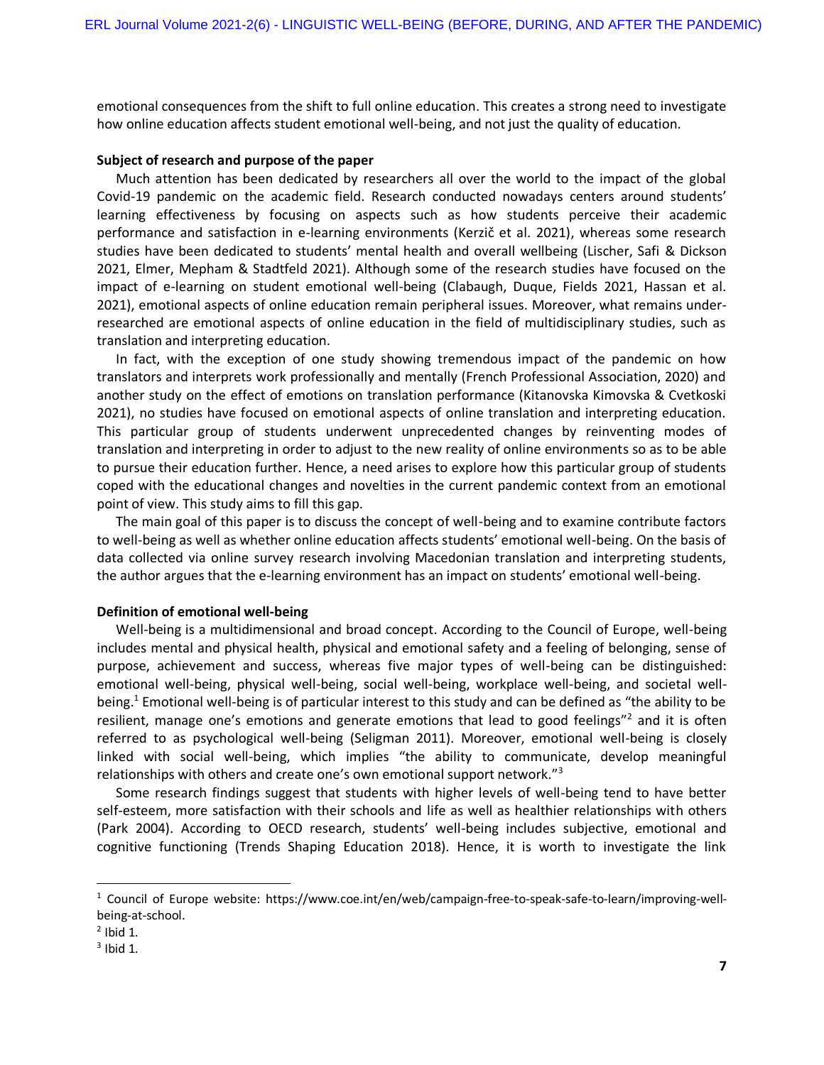emotional consequences from the shift to full online education. This creates a strong need to investigate how online education affects student emotional well-being, and not just the quality of education.

**Subject of research and purpose of the paper**

Much attention has been dedicated by researchers all over the world to the impact of the global Covid-19 pandemic on the academic field. Research conducted nowadays centers around students' learning effectiveness by focusing on aspects such as how students perceive their academic performance and satisfaction in e-learning environments (Kerzič et al. 2021), whereas some research studies have been dedicated to students' mental health and overall wellbeing (Lischer, Safi & Dickson 2021, Elmer, Mepham & Stadtfeld 2021). Although some of the research studies have focused on the impact of e-learning on student emotional well-being (Clabaugh, Duque, Fields 2021, Hassan et al. 2021), emotional aspects of online education remain peripheral issues. Moreover, what remains under-researched are emotional aspects of online education in the field of multidisciplinary studies, such as translation and interpreting education.

In fact, with the exception of one study showing tremendous impact of the pandemic on how translators and interprets work professionally and mentally (French Professional Association, 2020) and another study on the effect of emotions on translation performance (Kitanovska Kimovska & Cvetkoski 2021), no studies have focused on emotional aspects of online translation and interpreting education. This particular group of students underwent unprecedented changes by reinventing modes of translation and interpreting in order to adjust to the new reality of online environments so as to be able to pursue their education further. Hence, a need arises to explore how this particular group of students coped with the educational changes and novelties in the current pandemic context from an emotional point of view. This study aims to fill this gap.

The main goal of this paper is to discuss the concept of well-being and to examine contribute factors to well-being as well as whether online education affects students' emotional well-being. On the basis of data collected via online survey research involving Macedonian translation and interpreting students, the author argues that the e-learning environment has an impact on students' emotional well-being.

**Definition of emotional well-being**

Well-being is a multidimensional and broad concept. According to the Council of Europe, well-being includes mental and physical health, physical and emotional safety and a feeling of belonging, sense of purpose, achievement and success, whereas five major types of well-being can be distinguished: emotional well-being, physical well-being, social well-being, workplace well-being, and societal well-being.[1] Emotional well-being is of particular interest to this study and can be defined as "the ability to be resilient, manage one's emotions and generate emotions that lead to good feelings"[2] and it is often referred to as psychological well-being (Seligman 2011). Moreover, emotional well-being is closely linked with social well-being, which implies "the ability to communicate, develop meaningful relationships with others and create one's own emotional support network."[3]

Some research findings suggest that students with higher levels of well-being tend to have better self-esteem, more satisfaction with their schools and life as well as healthier relationships with others (Park 2004). According to OECD research, students' well-being includes subjective, emotional and cognitive functioning (Trends Shaping Education 2018). Hence, it is worth to investigate the link

---

[1] Council of Europe website: https://www.coe.int/en/web/campaign-free-to-speak-safe-to-learn/improving-well-being-at-school.

[2] Ibid 1.

[3] Ibid 1.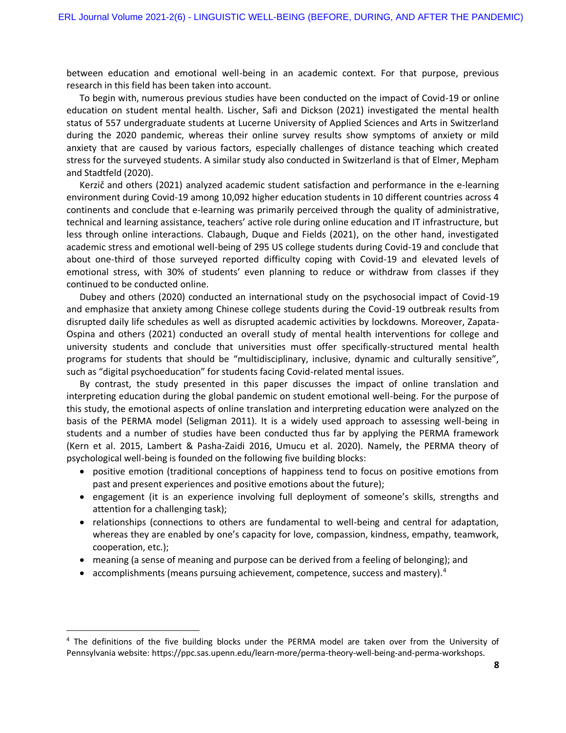between education and emotional well-being in an academic context. For that purpose, previous research in this field has been taken into account.

To begin with, numerous previous studies have been conducted on the impact of Covid-19 or online education on student mental health. Lischer, Safi and Dickson (2021) investigated the mental health status of 557 undergraduate students at Lucerne University of Applied Sciences and Arts in Switzerland during the 2020 pandemic, whereas their online survey results show symptoms of anxiety or mild anxiety that are caused by various factors, especially challenges of distance teaching which created stress for the surveyed students. A similar study also conducted in Switzerland is that of Elmer, Mepham and Stadtfeld (2020).

Kerzič and others (2021) analyzed academic student satisfaction and performance in the e-learning environment during Covid-19 among 10,092 higher education students in 10 different countries across 4 continents and conclude that e-learning was primarily perceived through the quality of administrative, technical and learning assistance, teachers' active role during online education and IT infrastructure, but less through online interactions. Clabaugh, Duque and Fields (2021), on the other hand, investigated academic stress and emotional well-being of 295 US college students during Covid-19 and conclude that about one-third of those surveyed reported difficulty coping with Covid-19 and elevated levels of emotional stress, with 30% of students' even planning to reduce or withdraw from classes if they continued to be conducted online.

Dubey and others (2020) conducted an international study on the psychosocial impact of Covid-19 and emphasize that anxiety among Chinese college students during the Covid-19 outbreak results from disrupted daily life schedules as well as disrupted academic activities by lockdowns. Moreover, Zapata-Ospina and others (2021) conducted an overall study of mental health interventions for college and university students and conclude that universities must offer specifically-structured mental health programs for students that should be "multidisciplinary, inclusive, dynamic and culturally sensitive", such as "digital psychoeducation" for students facing Covid-related mental issues.

By contrast, the study presented in this paper discusses the impact of online translation and interpreting education during the global pandemic on student emotional well-being. For the purpose of this study, the emotional aspects of online translation and interpreting education were analyzed on the basis of the PERMA model (Seligman 2011). It is a widely used approach to assessing well-being in students and a number of studies have been conducted thus far by applying the PERMA framework (Kern et al. 2015, Lambert & Pasha-Zaidi 2016, Umucu et al. 2020). Namely, the PERMA theory of psychological well-being is founded on the following five building blocks:

- positive emotion (traditional conceptions of happiness tend to focus on positive emotions from past and present experiences and positive emotions about the future);
- engagement (it is an experience involving full deployment of someone's skills, strengths and attention for a challenging task);
- relationships (connections to others are fundamental to well-being and central for adaptation, whereas they are enabled by one's capacity for love, compassion, kindness, empathy, teamwork, cooperation, etc.);
- meaning (a sense of meaning and purpose can be derived from a feeling of belonging); and
- accomplishments (means pursuing achievement, competence, success and mastery).[4]

[4] The definitions of the five building blocks under the PERMA model are taken over from the University of Pennsylvania website: https://ppc.sas.upenn.edu/learn-more/perma-theory-well-being-and-perma-workshops.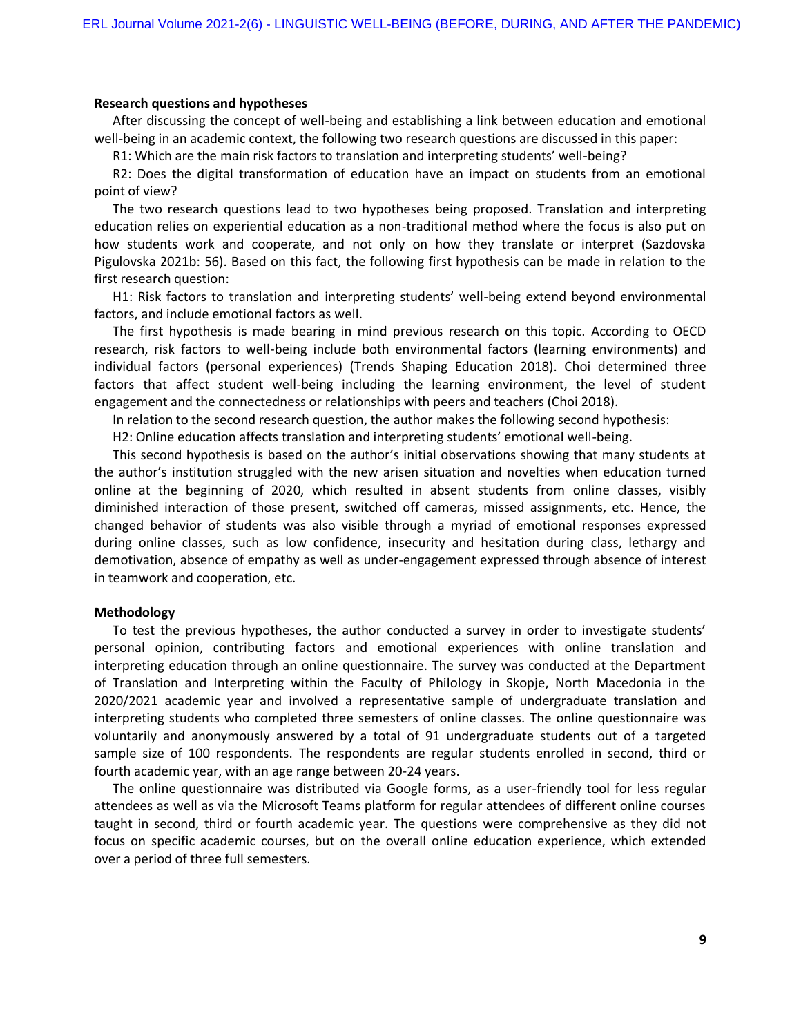**Research questions and hypotheses**

After discussing the concept of well-being and establishing a link between education and emotional well-being in an academic context, the following two research questions are discussed in this paper:

R1: Which are the main risk factors to translation and interpreting students' well-being?

R2: Does the digital transformation of education have an impact on students from an emotional point of view?

The two research questions lead to two hypotheses being proposed. Translation and interpreting education relies on experiential education as a non-traditional method where the focus is also put on how students work and cooperate, and not only on how they translate or interpret (Sazdovska Pigulovska 2021b: 56). Based on this fact, the following first hypothesis can be made in relation to the first research question:

H1: Risk factors to translation and interpreting students' well-being extend beyond environmental factors, and include emotional factors as well.

The first hypothesis is made bearing in mind previous research on this topic. According to OECD research, risk factors to well-being include both environmental factors (learning environments) and individual factors (personal experiences) (Trends Shaping Education 2018). Choi determined three factors that affect student well-being including the learning environment, the level of student engagement and the connectedness or relationships with peers and teachers (Choi 2018).

In relation to the second research question, the author makes the following second hypothesis:

H2: Online education affects translation and interpreting students' emotional well-being.

This second hypothesis is based on the author's initial observations showing that many students at the author's institution struggled with the new arisen situation and novelties when education turned online at the beginning of 2020, which resulted in absent students from online classes, visibly diminished interaction of those present, switched off cameras, missed assignments, etc. Hence, the changed behavior of students was also visible through a myriad of emotional responses expressed during online classes, such as low confidence, insecurity and hesitation during class, lethargy and demotivation, absence of empathy as well as under-engagement expressed through absence of interest in teamwork and cooperation, etc.

**Methodology**

To test the previous hypotheses, the author conducted a survey in order to investigate students' personal opinion, contributing factors and emotional experiences with online translation and interpreting education through an online questionnaire. The survey was conducted at the Department of Translation and Interpreting within the Faculty of Philology in Skopje, North Macedonia in the 2020/2021 academic year and involved a representative sample of undergraduate translation and interpreting students who completed three semesters of online classes. The online questionnaire was voluntarily and anonymously answered by a total of 91 undergraduate students out of a targeted sample size of 100 respondents. The respondents are regular students enrolled in second, third or fourth academic year, with an age range between 20-24 years.

The online questionnaire was distributed via Google forms, as a user-friendly tool for less regular attendees as well as via the Microsoft Teams platform for regular attendees of different online courses taught in second, third or fourth academic year. The questions were comprehensive as they did not focus on specific academic courses, but on the overall online education experience, which extended over a period of three full semesters.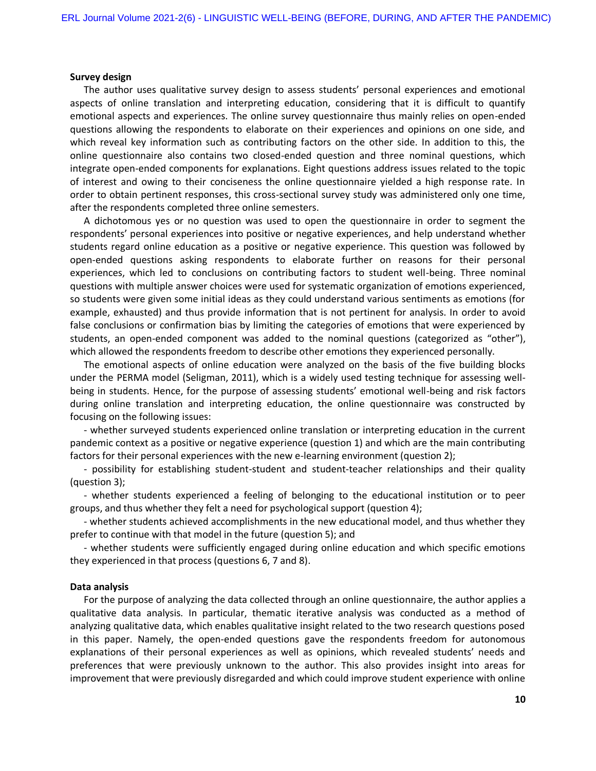**Survey design**

The author uses qualitative survey design to assess students' personal experiences and emotional aspects of online translation and interpreting education, considering that it is difficult to quantify emotional aspects and experiences. The online survey questionnaire thus mainly relies on open-ended questions allowing the respondents to elaborate on their experiences and opinions on one side, and which reveal key information such as contributing factors on the other side. In addition to this, the online questionnaire also contains two closed-ended question and three nominal questions, which integrate open-ended components for explanations. Eight questions address issues related to the topic of interest and owing to their conciseness the online questionnaire yielded a high response rate. In order to obtain pertinent responses, this cross-sectional survey study was administered only one time, after the respondents completed three online semesters.

A dichotomous yes or no question was used to open the questionnaire in order to segment the respondents' personal experiences into positive or negative experiences, and help understand whether students regard online education as a positive or negative experience. This question was followed by open-ended questions asking respondents to elaborate further on reasons for their personal experiences, which led to conclusions on contributing factors to student well-being. Three nominal questions with multiple answer choices were used for systematic organization of emotions experienced, so students were given some initial ideas as they could understand various sentiments as emotions (for example, exhausted) and thus provide information that is not pertinent for analysis. In order to avoid false conclusions or confirmation bias by limiting the categories of emotions that were experienced by students, an open-ended component was added to the nominal questions (categorized as "other"), which allowed the respondents freedom to describe other emotions they experienced personally.

The emotional aspects of online education were analyzed on the basis of the five building blocks under the PERMA model (Seligman, 2011), which is a widely used testing technique for assessing well-being in students. Hence, for the purpose of assessing students' emotional well-being and risk factors during online translation and interpreting education, the online questionnaire was constructed by focusing on the following issues:

- whether surveyed students experienced online translation or interpreting education in the current pandemic context as a positive or negative experience (question 1) and which are the main contributing factors for their personal experiences with the new e-learning environment (question 2);
- possibility for establishing student-student and student-teacher relationships and their quality (question 3);
- whether students experienced a feeling of belonging to the educational institution or to peer groups, and thus whether they felt a need for psychological support (question 4);
- whether students achieved accomplishments in the new educational model, and thus whether they prefer to continue with that model in the future (question 5); and
- whether students were sufficiently engaged during online education and which specific emotions they experienced in that process (questions 6, 7 and 8).

**Data analysis**

For the purpose of analyzing the data collected through an online questionnaire, the author applies a qualitative data analysis. In particular, thematic iterative analysis was conducted as a method of analyzing qualitative data, which enables qualitative insight related to the two research questions posed in this paper. Namely, the open-ended questions gave the respondents freedom for autonomous explanations of their personal experiences as well as opinions, which revealed students' needs and preferences that were previously unknown to the author. This also provides insight into areas for improvement that were previously disregarded and which could improve student experience with online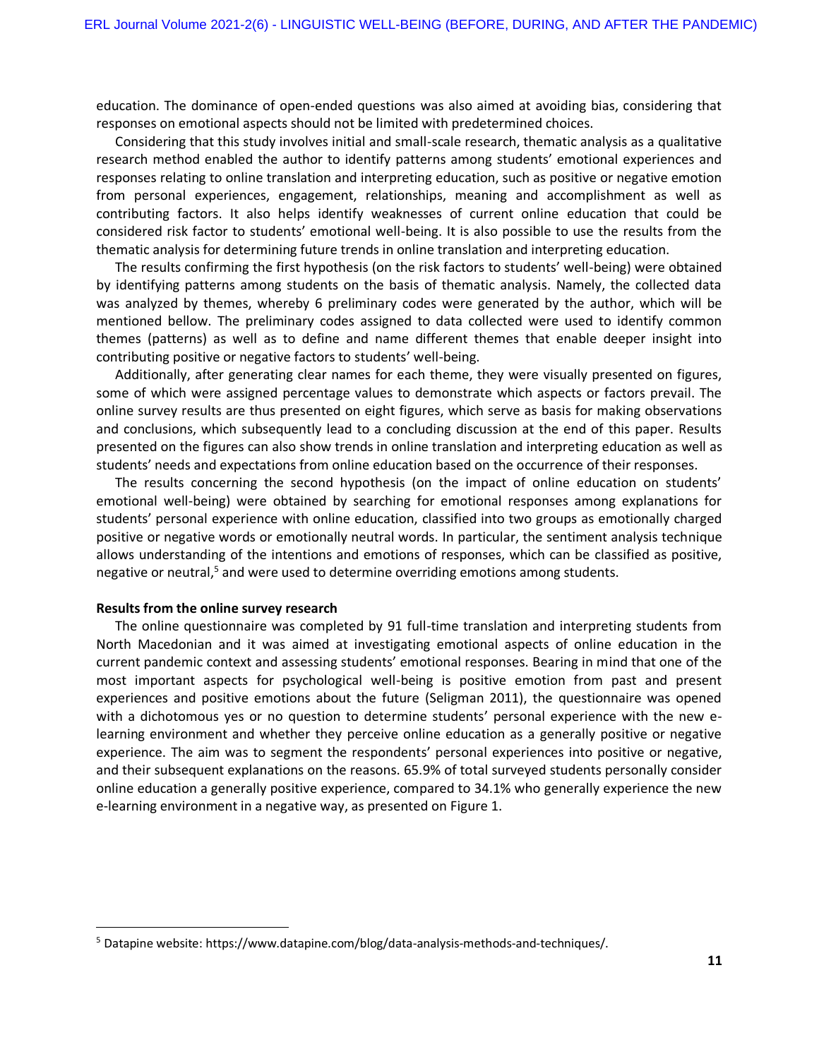education. The dominance of open-ended questions was also aimed at avoiding bias, considering that responses on emotional aspects should not be limited with predetermined choices.

Considering that this study involves initial and small-scale research, thematic analysis as a qualitative research method enabled the author to identify patterns among students' emotional experiences and responses relating to online translation and interpreting education, such as positive or negative emotion from personal experiences, engagement, relationships, meaning and accomplishment as well as contributing factors. It also helps identify weaknesses of current online education that could be considered risk factor to students' emotional well-being. It is also possible to use the results from the thematic analysis for determining future trends in online translation and interpreting education.

The results confirming the first hypothesis (on the risk factors to students' well-being) were obtained by identifying patterns among students on the basis of thematic analysis. Namely, the collected data was analyzed by themes, whereby 6 preliminary codes were generated by the author, which will be mentioned bellow. The preliminary codes assigned to data collected were used to identify common themes (patterns) as well as to define and name different themes that enable deeper insight into contributing positive or negative factors to students' well-being.

Additionally, after generating clear names for each theme, they were visually presented on figures, some of which were assigned percentage values to demonstrate which aspects or factors prevail. The online survey results are thus presented on eight figures, which serve as basis for making observations and conclusions, which subsequently lead to a concluding discussion at the end of this paper. Results presented on the figures can also show trends in online translation and interpreting education as well as students' needs and expectations from online education based on the occurrence of their responses.

The results concerning the second hypothesis (on the impact of online education on students' emotional well-being) were obtained by searching for emotional responses among explanations for students' personal experience with online education, classified into two groups as emotionally charged positive or negative words or emotionally neutral words. In particular, the sentiment analysis technique allows understanding of the intentions and emotions of responses, which can be classified as positive, negative or neutral,[5] and were used to determine overriding emotions among students.

**Results from the online survey research**

The online questionnaire was completed by 91 full-time translation and interpreting students from North Macedonian and it was aimed at investigating emotional aspects of online education in the current pandemic context and assessing students' emotional responses. Bearing in mind that one of the most important aspects for psychological well-being is positive emotion from past and present experiences and positive emotions about the future (Seligman 2011), the questionnaire was opened with a dichotomous yes or no question to determine students' personal experience with the new e-learning environment and whether they perceive online education as a generally positive or negative experience. The aim was to segment the respondents' personal experiences into positive or negative, and their subsequent explanations on the reasons. 65.9% of total surveyed students personally consider online education a generally positive experience, compared to 34.1% who generally experience the new e-learning environment in a negative way, as presented on Figure 1.

[5] Datapine website: https://www.datapine.com/blog/data-analysis-methods-and-techniques/.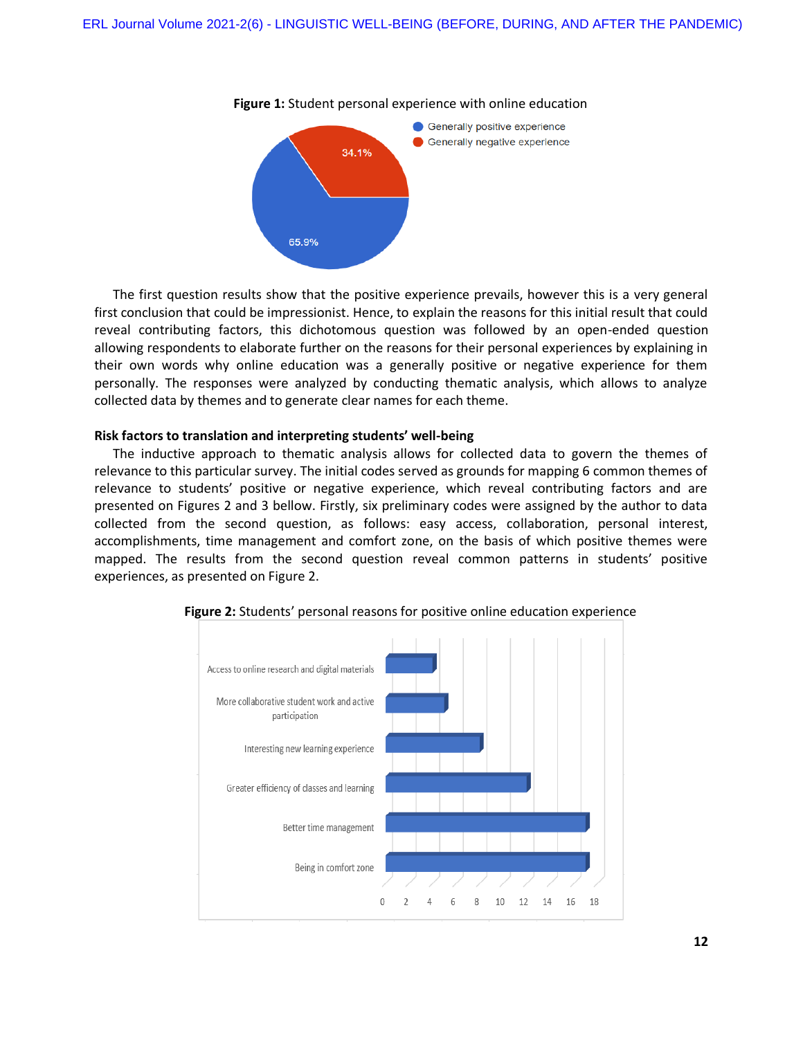**Figure 1:** Student personal experience with online education

Generally positive experience
Generally negative experience
34.1%
65.9%

The first question results show that the positive experience prevails, however this is a very general first conclusion that could be impressionist. Hence, to explain the reasons for this initial result that could reveal contributing factors, this dichotomous question was followed by an open-ended question allowing respondents to elaborate further on the reasons for their personal experiences by explaining in their own words why online education was a generally positive or negative experience for them personally. The responses were analyzed by conducting thematic analysis, which allows to analyze collected data by themes and to generate clear names for each theme.

**Risk factors to translation and interpreting students' well-being**

The inductive approach to thematic analysis allows for collected data to govern the themes of relevance to this particular survey. The initial codes served as grounds for mapping 6 common themes of relevance to students' positive or negative experience, which reveal contributing factors and are presented on Figures 2 and 3 bellow. Firstly, six preliminary codes were assigned by the author to data collected from the second question, as follows: easy access, collaboration, personal interest, accomplishments, time management and comfort zone, on the basis of which positive themes were mapped. The results from the second question reveal common patterns in students' positive experiences, as presented on Figure 2.

**Figure 2:** Students' personal reasons for positive online education experience

Access to online research and digital materials
More collaborative student work and active participation
Interesting new learning experience
Greater efficiency of classes and learning
Better time management
Being in comfort zone

0 2 4 6 8 10 12 14 16 18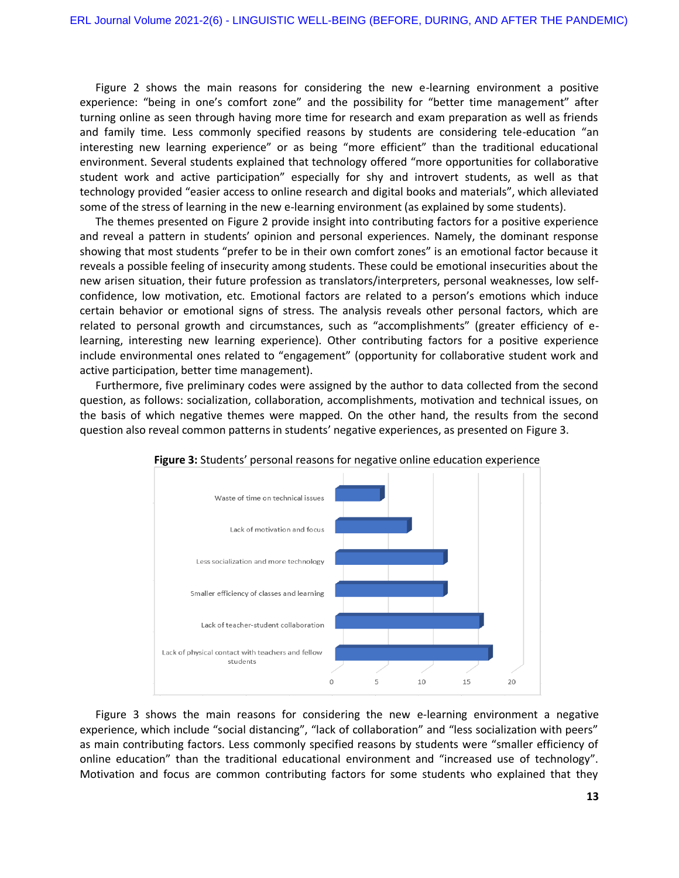Figure 2 shows the main reasons for considering the new e-learning environment a positive experience: "being in one's comfort zone" and the possibility for "better time management" after turning online as seen through having more time for research and exam preparation as well as friends and family time. Less commonly specified reasons by students are considering tele-education "an interesting new learning experience" or as being "more efficient" than the traditional educational environment. Several students explained that technology offered "more opportunities for collaborative student work and active participation" especially for shy and introvert students, as well as that technology provided "easier access to online research and digital books and materials", which alleviated some of the stress of learning in the new e-learning environment (as explained by some students).

The themes presented on Figure 2 provide insight into contributing factors for a positive experience and reveal a pattern in students' opinion and personal experiences. Namely, the dominant response showing that most students "prefer to be in their own comfort zones" is an emotional factor because it reveals a possible feeling of insecurity among students. These could be emotional insecurities about the new arisen situation, their future profession as translators/interpreters, personal weaknesses, low self-confidence, low motivation, etc. Emotional factors are related to a person's emotions which induce certain behavior or emotional signs of stress. The analysis reveals other personal factors, which are related to personal growth and circumstances, such as "accomplishments" (greater efficiency of e-learning, interesting new learning experience). Other contributing factors for a positive experience include environmental ones related to "engagement" (opportunity for collaborative student work and active participation, better time management).

Furthermore, five preliminary codes were assigned by the author to data collected from the second question, as follows: socialization, collaboration, accomplishments, motivation and technical issues, on the basis of which negative themes were mapped. On the other hand, the results from the second question also reveal common patterns in students' negative experiences, as presented on Figure 3.

**Figure 3:** Students' personal reasons for negative online education experience

Waste of time on technical issues
Lack of motivation and focus
Less socialization and more technology
Smaller efficiency of classes and learning
Lack of teacher-student collaboration
Lack of physical contact with teachers and fellow students
0
5
10
15
20

Figure 3 shows the main reasons for considering the new e-learning environment a negative experience, which include "social distancing", "lack of collaboration" and "less socialization with peers" as main contributing factors. Less commonly specified reasons by students were "smaller efficiency of online education" than the traditional educational environment and "increased use of technology". Motivation and focus are common contributing factors for some students who explained that they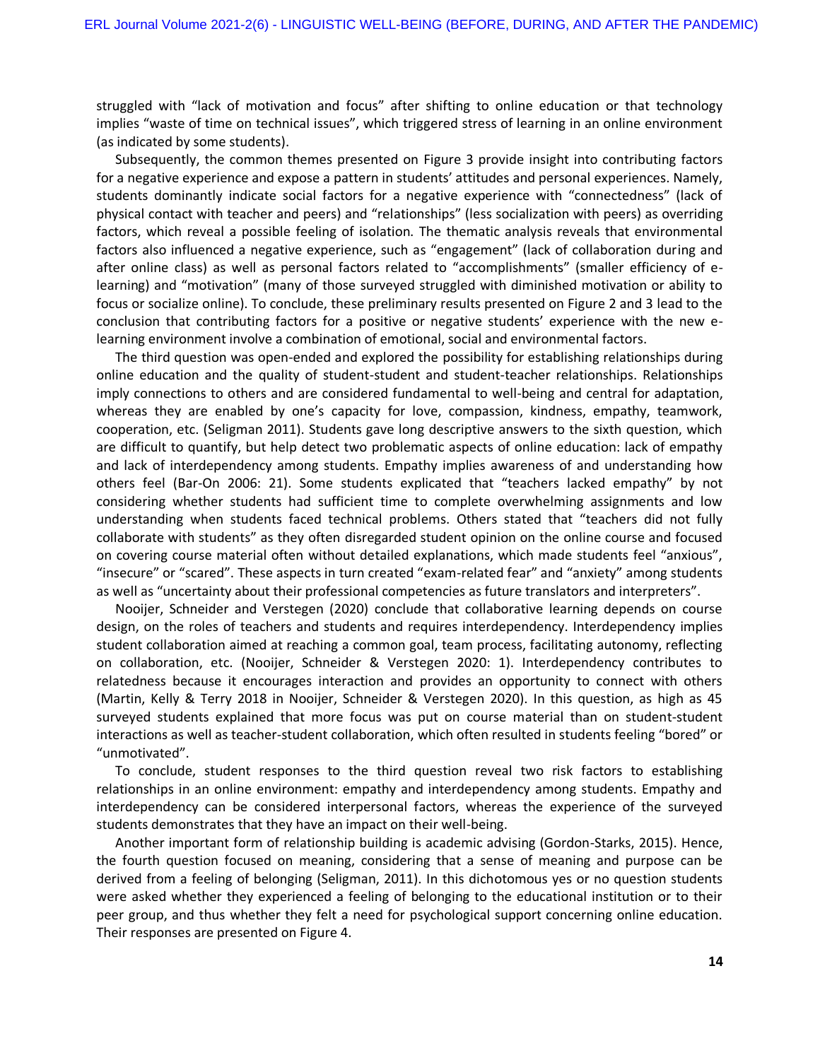struggled with "lack of motivation and focus" after shifting to online education or that technology implies "waste of time on technical issues", which triggered stress of learning in an online environment (as indicated by some students).

Subsequently, the common themes presented on Figure 3 provide insight into contributing factors for a negative experience and expose a pattern in students' attitudes and personal experiences. Namely, students dominantly indicate social factors for a negative experience with "connectedness" (lack of physical contact with teacher and peers) and "relationships" (less socialization with peers) as overriding factors, which reveal a possible feeling of isolation. The thematic analysis reveals that environmental factors also influenced a negative experience, such as "engagement" (lack of collaboration during and after online class) as well as personal factors related to "accomplishments" (smaller efficiency of e-learning) and "motivation" (many of those surveyed struggled with diminished motivation or ability to focus or socialize online). To conclude, these preliminary results presented on Figure 2 and 3 lead to the conclusion that contributing factors for a positive or negative students' experience with the new e-learning environment involve a combination of emotional, social and environmental factors.

The third question was open-ended and explored the possibility for establishing relationships during online education and the quality of student-student and student-teacher relationships. Relationships imply connections to others and are considered fundamental to well-being and central for adaptation, whereas they are enabled by one's capacity for love, compassion, kindness, empathy, teamwork, cooperation, etc. (Seligman 2011). Students gave long descriptive answers to the sixth question, which are difficult to quantify, but help detect two problematic aspects of online education: lack of empathy and lack of interdependency among students. Empathy implies awareness of and understanding how others feel (Bar-On 2006: 21). Some students explicated that "teachers lacked empathy" by not considering whether students had sufficient time to complete overwhelming assignments and low understanding when students faced technical problems. Others stated that "teachers did not fully collaborate with students" as they often disregarded student opinion on the online course and focused on covering course material often without detailed explanations, which made students feel "anxious", "insecure" or "scared". These aspects in turn created "exam-related fear" and "anxiety" among students as well as "uncertainty about their professional competencies as future translators and interpreters".

Nooijer, Schneider and Verstegen (2020) conclude that collaborative learning depends on course design, on the roles of teachers and students and requires interdependency. Interdependency implies student collaboration aimed at reaching a common goal, team process, facilitating autonomy, reflecting on collaboration, etc. (Nooijer, Schneider & Verstegen 2020: 1). Interdependency contributes to relatedness because it encourages interaction and provides an opportunity to connect with others (Martin, Kelly & Terry 2018 in Nooijer, Schneider & Verstegen 2020). In this question, as high as 45 surveyed students explained that more focus was put on course material than on student-student interactions as well as teacher-student collaboration, which often resulted in students feeling "bored" or "unmotivated".

To conclude, student responses to the third question reveal two risk factors to establishing relationships in an online environment: empathy and interdependency among students. Empathy and interdependency can be considered interpersonal factors, whereas the experience of the surveyed students demonstrates that they have an impact on their well-being.

Another important form of relationship building is academic advising (Gordon-Starks, 2015). Hence, the fourth question focused on meaning, considering that a sense of meaning and purpose can be derived from a feeling of belonging (Seligman, 2011). In this dichotomous yes or no question students were asked whether they experienced a feeling of belonging to the educational institution or to their peer group, and thus whether they felt a need for psychological support concerning online education. Their responses are presented on Figure 4.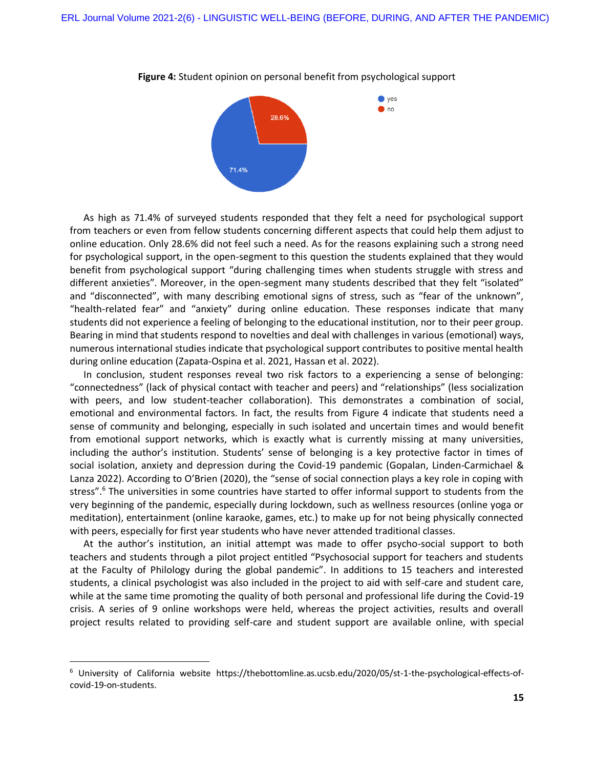**Figure 4:** Student opinion on personal benefit from psychological support

yes
no
28.6%
71.4%

As high as 71.4% of surveyed students responded that they felt a need for psychological support from teachers or even from fellow students concerning different aspects that could help them adjust to online education. Only 28.6% did not feel such a need. As for the reasons explaining such a strong need for psychological support, in the open-segment to this question the students explained that they would benefit from psychological support "during challenging times when students struggle with stress and different anxieties". Moreover, in the open-segment many students described that they felt "isolated" and "disconnected", with many describing emotional signs of stress, such as "fear of the unknown", "health-related fear" and "anxiety" during online education. These responses indicate that many students did not experience a feeling of belonging to the educational institution, nor to their peer group. Bearing in mind that students respond to novelties and deal with challenges in various (emotional) ways, numerous international studies indicate that psychological support contributes to positive mental health during online education (Zapata-Ospina et al. 2021, Hassan et al. 2022).

In conclusion, student responses reveal two risk factors to a experiencing a sense of belonging: "connectedness" (lack of physical contact with teacher and peers) and "relationships" (less socialization with peers, and low student-teacher collaboration). This demonstrates a combination of social, emotional and environmental factors. In fact, the results from Figure 4 indicate that students need a sense of community and belonging, especially in such isolated and uncertain times and would benefit from emotional support networks, which is exactly what is currently missing at many universities, including the author's institution. Students' sense of belonging is a key protective factor in times of social isolation, anxiety and depression during the Covid-19 pandemic (Gopalan, Linden-Carmichael & Lanza 2022). According to O'Brien (2020), the "sense of social connection plays a key role in coping with stress".[6] The universities in some countries have started to offer informal support to students from the very beginning of the pandemic, especially during lockdown, such as wellness resources (online yoga or meditation), entertainment (online karaoke, games, etc.) to make up for not being physically connected with peers, especially for first year students who have never attended traditional classes.

At the author's institution, an initial attempt was made to offer psycho-social support to both teachers and students through a pilot project entitled "Psychosocial support for teachers and students at the Faculty of Philology during the global pandemic". In additions to 15 teachers and interested students, a clinical psychologist was also included in the project to aid with self-care and student care, while at the same time promoting the quality of both personal and professional life during the Covid-19 crisis. A series of 9 online workshops were held, whereas the project activities, results and overall project results related to providing self-care and student support are available online, with special

---

[6] University of California website https://thebottomline.as.ucsb.edu/2020/05/st-1-the-psychological-effects-of-covid-19-on-students.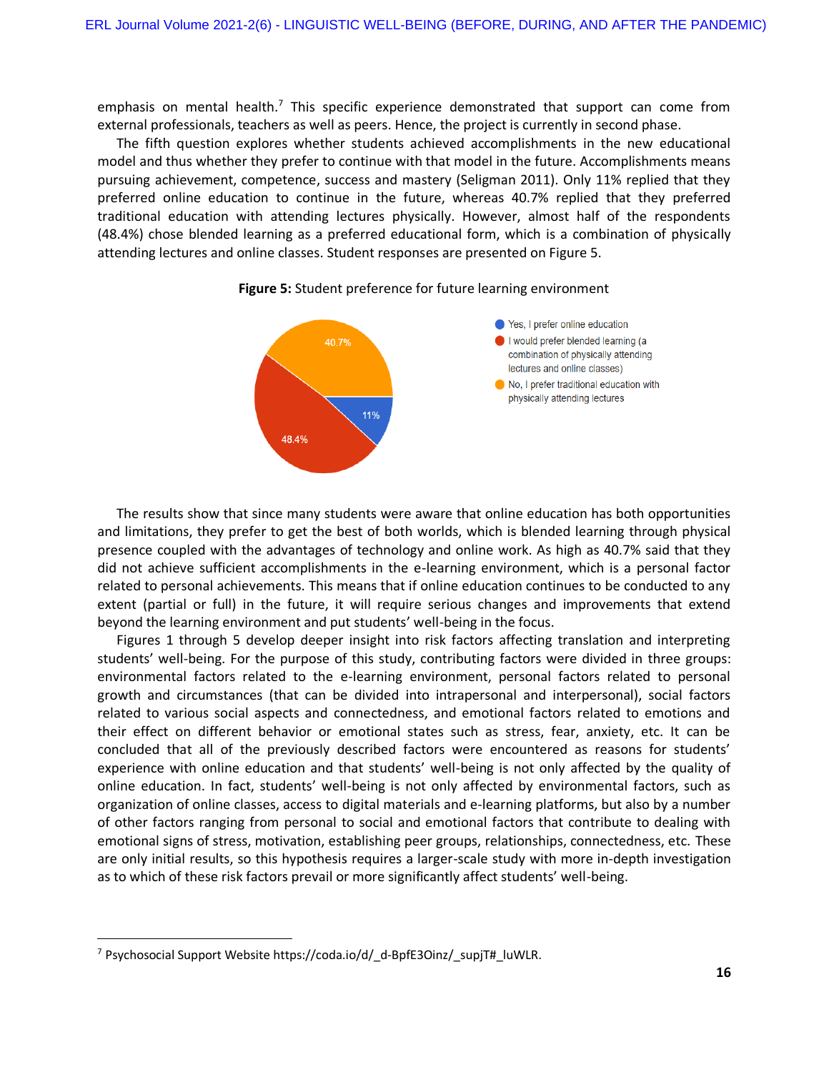emphasis on mental health.[7] This specific experience demonstrated that support can come from external professionals, teachers as well as peers. Hence, the project is currently in second phase.

The fifth question explores whether students achieved accomplishments in the new educational model and thus whether they prefer to continue with that model in the future. Accomplishments means pursuing achievement, competence, success and mastery (Seligman 2011). Only 11% replied that they preferred online education to continue in the future, whereas 40.7% replied that they preferred traditional education with attending lectures physically. However, almost half of the respondents (48.4%) chose blended learning as a preferred educational form, which is a combination of physically attending lectures and online classes. Student responses are presented on Figure 5.

**Figure 5:** Student preference for future learning environment

40.7%
11%
48.4%

Yes, I prefer online education
I would prefer blended learning (a combination of physically attending lectures and online classes)
No, I prefer traditional education with physically attending lectures

The results show that since many students were aware that online education has both opportunities and limitations, they prefer to get the best of both worlds, which is blended learning through physical presence coupled with the advantages of technology and online work. As high as 40.7% said that they did not achieve sufficient accomplishments in the e-learning environment, which is a personal factor related to personal achievements. This means that if online education continues to be conducted to any extent (partial or full) in the future, it will require serious changes and improvements that extend beyond the learning environment and put students' well-being in the focus.

Figures 1 through 5 develop deeper insight into risk factors affecting translation and interpreting students' well-being. For the purpose of this study, contributing factors were divided in three groups: environmental factors related to the e-learning environment, personal factors related to personal growth and circumstances (that can be divided into intrapersonal and interpersonal), social factors related to various social aspects and connectedness, and emotional factors related to emotions and their effect on different behavior or emotional states such as stress, fear, anxiety, etc. It can be concluded that all of the previously described factors were encountered as reasons for students' experience with online education and that students' well-being is not only affected by the quality of online education. In fact, students' well-being is not only affected by environmental factors, such as organization of online classes, access to digital materials and e-learning platforms, but also by a number of other factors ranging from personal to social and emotional factors that contribute to dealing with emotional signs of stress, motivation, establishing peer groups, relationships, connectedness, etc. These are only initial results, so this hypothesis requires a larger-scale study with more in-depth investigation as to which of these risk factors prevail or more significantly affect students' well-being.

[7] Psychosocial Support Website https://coda.io/d/_d-BpfE3Oinz/_supjT#_luWLR.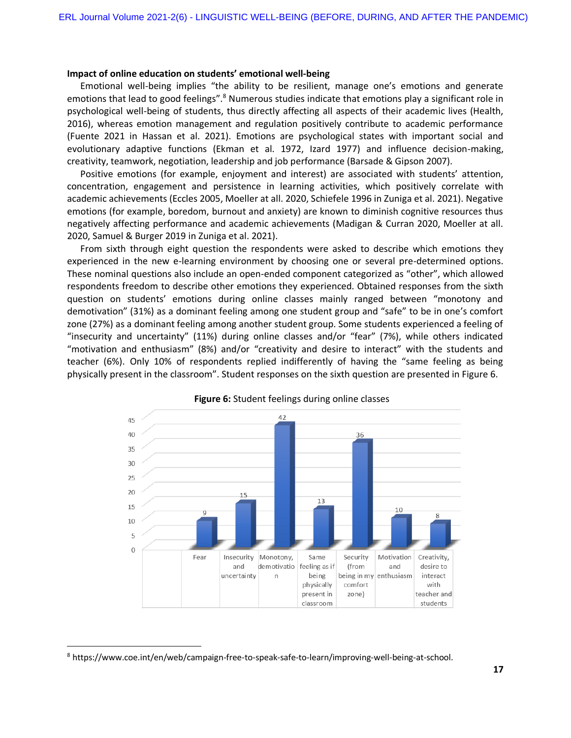**Impact of online education on students' emotional well-being**

Emotional well-being implies "the ability to be resilient, manage one's emotions and generate emotions that lead to good feelings".[8] Numerous studies indicate that emotions play a significant role in psychological well-being of students, thus directly affecting all aspects of their academic lives (Health, 2016), whereas emotion management and regulation positively contribute to academic performance (Fuente 2021 in Hassan et al. 2021). Emotions are psychological states with important social and evolutionary adaptive functions (Ekman et al. 1972, Izard 1977) and influence decision-making, creativity, teamwork, negotiation, leadership and job performance (Barsade & Gipson 2007).

Positive emotions (for example, enjoyment and interest) are associated with students' attention, concentration, engagement and persistence in learning activities, which positively correlate with academic achievements (Eccles 2005, Moeller at all. 2020, Schiefele 1996 in Zuniga et al. 2021). Negative emotions (for example, boredom, burnout and anxiety) are known to diminish cognitive resources thus negatively affecting performance and academic achievements (Madigan & Curran 2020, Moeller at all. 2020, Samuel & Burger 2019 in Zuniga et al. 2021).

From sixth through eight question the respondents were asked to describe which emotions they experienced in the new e-learning environment by choosing one or several pre-determined options. These nominal questions also include an open-ended component categorized as "other", which allowed respondents freedom to describe other emotions they experienced. Obtained responses from the sixth question on students' emotions during online classes mainly ranged between "monotony and demotivation" (31%) as a dominant feeling among one student group and "safe" to be in one's comfort zone (27%) as a dominant feeling among another student group. Some students experienced a feeling of "insecurity and uncertainty" (11%) during online classes and/or "fear" (7%), while others indicated "motivation and enthusiasm" (8%) and/or "creativity and desire to interact" with the students and teacher (6%). Only 10% of respondents replied indifferently of having the "same feeling as being physically present in the classroom". Student responses on the sixth question are presented in Figure 6.

**Figure 6:** Student feelings during online classes

45
40
35
30
25
20
15
10
5
0

9
15
42
13
36
10
8

Fear
Insecurity and uncertainty
Monotony, demotivation
Same feeling as if being physically present in classroom
Security (from being in my comfort zone)
Motivation and enthusiasm
Creativity, desire to interact with teacher and students

---

[8] https://www.coe.int/en/web/campaign-free-to-speak-safe-to-learn/improving-well-being-at-school.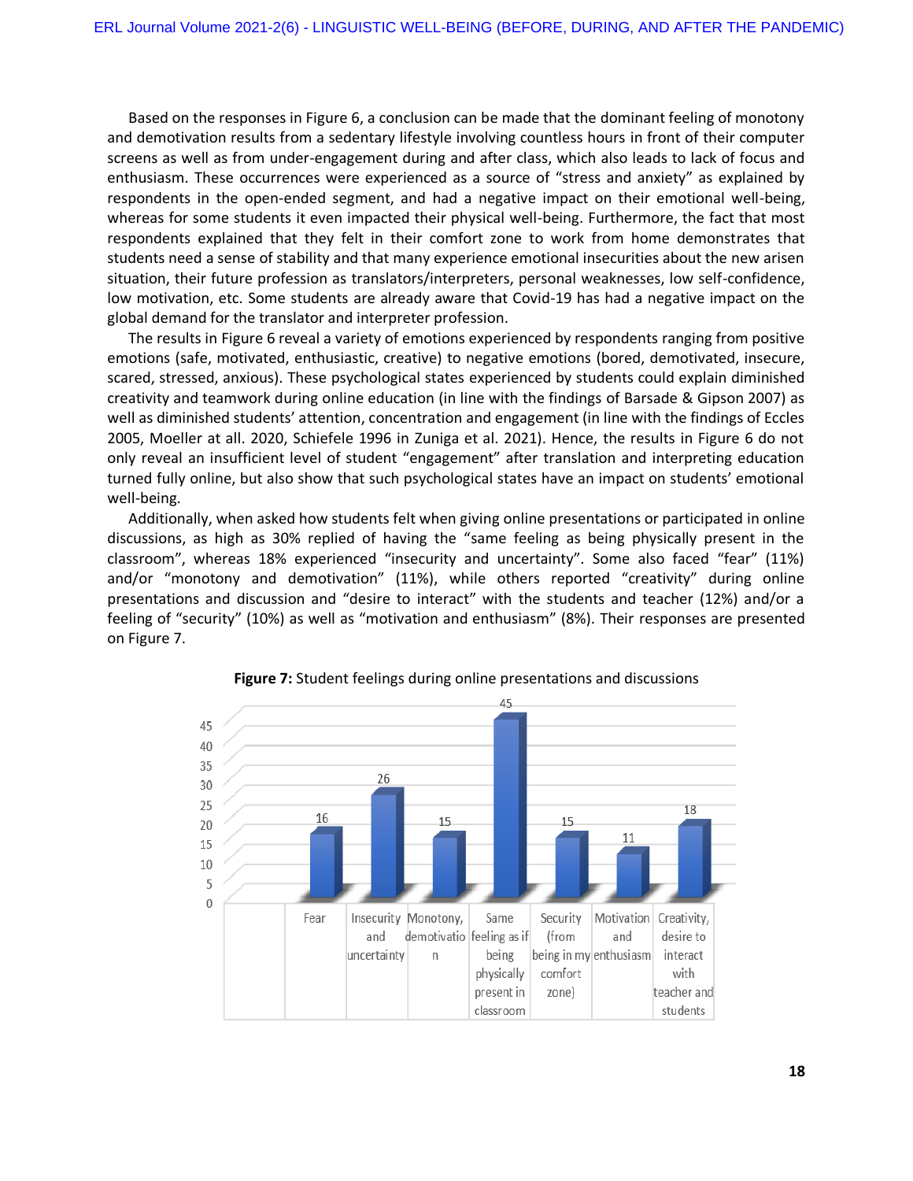Based on the responses in Figure 6, a conclusion can be made that the dominant feeling of monotony and demotivation results from a sedentary lifestyle involving countless hours in front of their computer screens as well as from under-engagement during and after class, which also leads to lack of focus and enthusiasm. These occurrences were experienced as a source of "stress and anxiety" as explained by respondents in the open-ended segment, and had a negative impact on their emotional well-being, whereas for some students it even impacted their physical well-being. Furthermore, the fact that most respondents explained that they felt in their comfort zone to work from home demonstrates that students need a sense of stability and that many experience emotional insecurities about the new arisen situation, their future profession as translators/interpreters, personal weaknesses, low self-confidence, low motivation, etc. Some students are already aware that Covid-19 has had a negative impact on the global demand for the translator and interpreter profession.

The results in Figure 6 reveal a variety of emotions experienced by respondents ranging from positive emotions (safe, motivated, enthusiastic, creative) to negative emotions (bored, demotivated, insecure, scared, stressed, anxious). These psychological states experienced by students could explain diminished creativity and teamwork during online education (in line with the findings of Barsade & Gipson 2007) as well as diminished students' attention, concentration and engagement (in line with the findings of Eccles 2005, Moeller at all. 2020, Schiefele 1996 in Zuniga et al. 2021). Hence, the results in Figure 6 do not only reveal an insufficient level of student "engagement" after translation and interpreting education turned fully online, but also show that such psychological states have an impact on students' emotional well-being.

Additionally, when asked how students felt when giving online presentations or participated in online discussions, as high as 30% replied of having the "same feeling as being physically present in the classroom", whereas 18% experienced "insecurity and uncertainty". Some also faced "fear" (11%) and/or "monotony and demotivation" (11%), while others reported "creativity" during online presentations and discussion and "desire to interact" with the students and teacher (12%) and/or a feeling of "security" (10%) as well as "motivation and enthusiasm" (8%). Their responses are presented on Figure 7.

**Figure 7:** Student feelings during online presentations and discussions

| Fear | Insecurity and uncertainty | Monotony, demotivation | Same feeling as if being physically present in classroom | Security (from being in my comfort zone) | Motivation and enthusiasm | Creativity, desire to interact with teacher and students |
|---|---|---|---|---|---|---|
| 16 | 26 | 15 | 45 | 15 | 11 | 18 |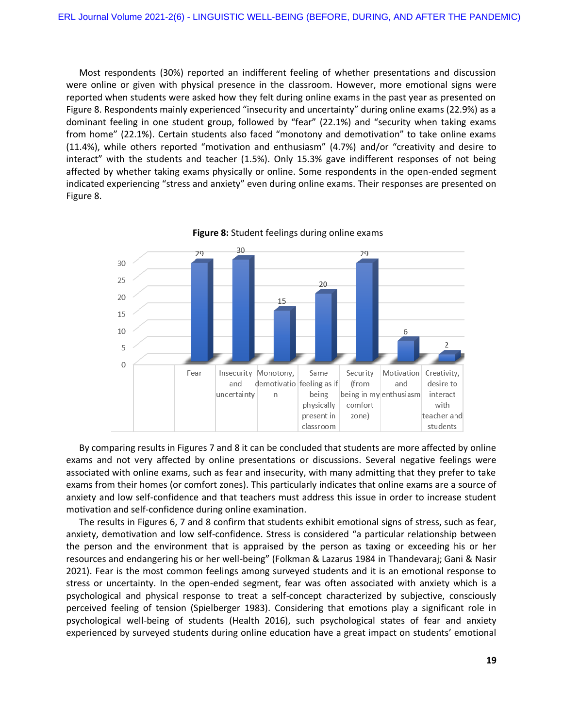Most respondents (30%) reported an indifferent feeling of whether presentations and discussion were online or given with physical presence in the classroom. However, more emotional signs were reported when students were asked how they felt during online exams in the past year as presented on Figure 8. Respondents mainly experienced "insecurity and uncertainty" during online exams (22.9%) as a dominant feeling in one student group, followed by "fear" (22.1%) and "security when taking exams from home" (22.1%). Certain students also faced "monotony and demotivation" to take online exams (11.4%), while others reported "motivation and enthusiasm" (4.7%) and/or "creativity and desire to interact" with the students and teacher (1.5%). Only 15.3% gave indifferent responses of not being affected by whether taking exams physically or online. Some respondents in the open-ended segment indicated experiencing "stress and anxiety" even during online exams. Their responses are presented on Figure 8.

**Figure 8:** Student feelings during online exams

0
5
10
15
20
25
30

29
30
15
20
29
6
2

Fear
Insecurity and uncertainty
Monotony, demotivation
Same feeling as if being physically present in classroom
Security (from being in my comfort zone)
Motivation and enthusiasm
Creativity, desire to interact with teacher and students

By comparing results in Figures 7 and 8 it can be concluded that students are more affected by online exams and not very affected by online presentations or discussions. Several negative feelings were associated with online exams, such as fear and insecurity, with many admitting that they prefer to take exams from their homes (or comfort zones). This particularly indicates that online exams are a source of anxiety and low self-confidence and that teachers must address this issue in order to increase student motivation and self-confidence during online examination.

The results in Figures 6, 7 and 8 confirm that students exhibit emotional signs of stress, such as fear, anxiety, demotivation and low self-confidence. Stress is considered "a particular relationship between the person and the environment that is appraised by the person as taxing or exceeding his or her resources and endangering his or her well-being" (Folkman & Lazarus 1984 in Thandevaraj; Gani & Nasir 2021). Fear is the most common feelings among surveyed students and it is an emotional response to stress or uncertainty. In the open-ended segment, fear was often associated with anxiety which is a psychological and physical response to treat a self-concept characterized by subjective, consciously perceived feeling of tension (Spielberger 1983). Considering that emotions play a significant role in psychological well-being of students (Health 2016), such psychological states of fear and anxiety experienced by surveyed students during online education have a great impact on students' emotional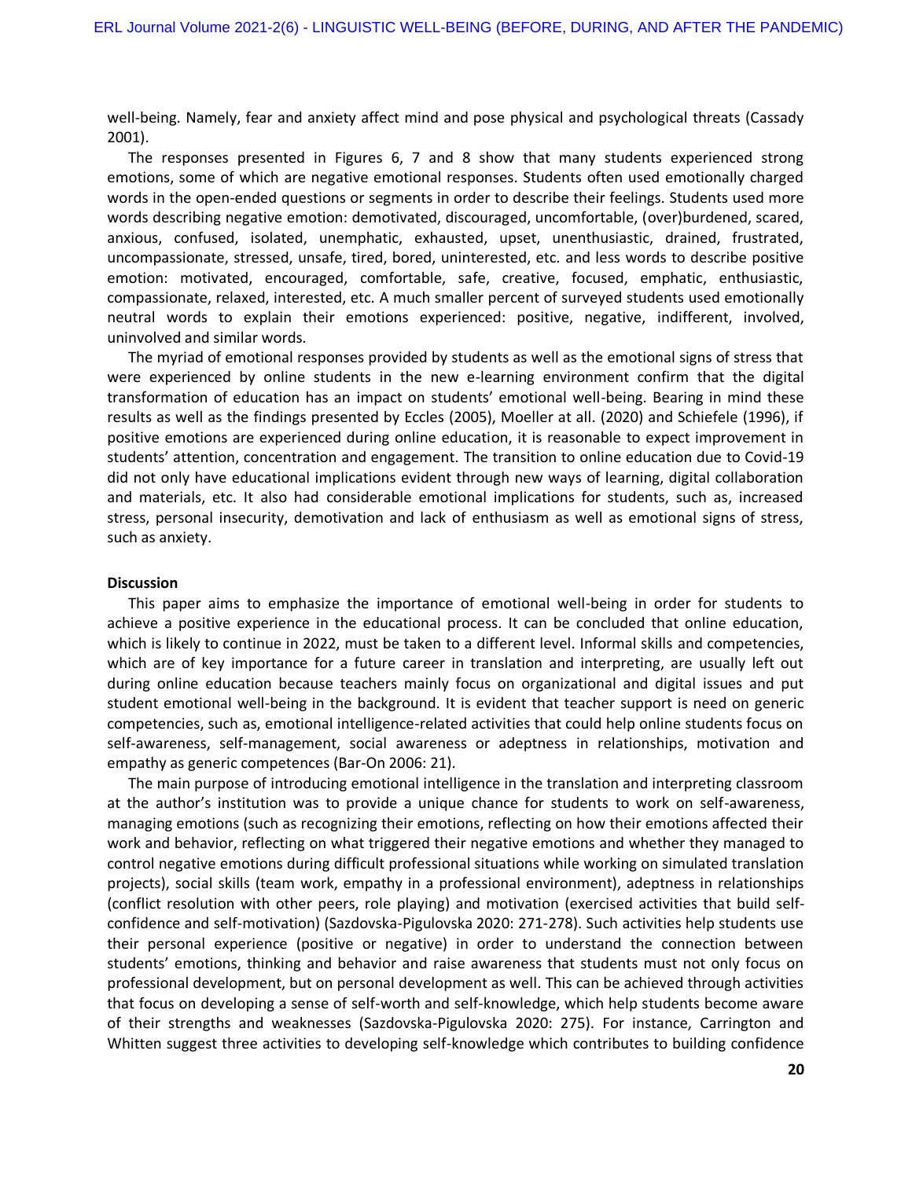well-being. Namely, fear and anxiety affect mind and pose physical and psychological threats (Cassady 2001).

The responses presented in Figures 6, 7 and 8 show that many students experienced strong emotions, some of which are negative emotional responses. Students often used emotionally charged words in the open-ended questions or segments in order to describe their feelings. Students used more words describing negative emotion: demotivated, discouraged, uncomfortable, (over)burdened, scared, anxious, confused, isolated, unemphatic, exhausted, upset, unenthusiastic, drained, frustrated, uncompassionate, stressed, unsafe, tired, bored, uninterested, etc. and less words to describe positive emotion: motivated, encouraged, comfortable, safe, creative, focused, emphatic, enthusiastic, compassionate, relaxed, interested, etc. A much smaller percent of surveyed students used emotionally neutral words to explain their emotions experienced: positive, negative, indifferent, involved, uninvolved and similar words.

The myriad of emotional responses provided by students as well as the emotional signs of stress that were experienced by online students in the new e-learning environment confirm that the digital transformation of education has an impact on students' emotional well-being. Bearing in mind these results as well as the findings presented by Eccles (2005), Moeller at all. (2020) and Schiefele (1996), if positive emotions are experienced during online education, it is reasonable to expect improvement in students' attention, concentration and engagement. The transition to online education due to Covid-19 did not only have educational implications evident through new ways of learning, digital collaboration and materials, etc. It also had considerable emotional implications for students, such as, increased stress, personal insecurity, demotivation and lack of enthusiasm as well as emotional signs of stress, such as anxiety.

**Discussion**

This paper aims to emphasize the importance of emotional well-being in order for students to achieve a positive experience in the educational process. It can be concluded that online education, which is likely to continue in 2022, must be taken to a different level. Informal skills and competencies, which are of key importance for a future career in translation and interpreting, are usually left out during online education because teachers mainly focus on organizational and digital issues and put student emotional well-being in the background. It is evident that teacher support is need on generic competencies, such as, emotional intelligence-related activities that could help online students focus on self-awareness, self-management, social awareness or adeptness in relationships, motivation and empathy as generic competences (Bar-On 2006: 21).

The main purpose of introducing emotional intelligence in the translation and interpreting classroom at the author's institution was to provide a unique chance for students to work on self-awareness, managing emotions (such as recognizing their emotions, reflecting on how their emotions affected their work and behavior, reflecting on what triggered their negative emotions and whether they managed to control negative emotions during difficult professional situations while working on simulated translation projects), social skills (team work, empathy in a professional environment), adeptness in relationships (conflict resolution with other peers, role playing) and motivation (exercised activities that build self-confidence and self-motivation) (Sazdovska-Pigulovska 2020: 271-278). Such activities help students use their personal experience (positive or negative) in order to understand the connection between students' emotions, thinking and behavior and raise awareness that students must not only focus on professional development, but on personal development as well. This can be achieved through activities that focus on developing a sense of self-worth and self-knowledge, which help students become aware of their strengths and weaknesses (Sazdovska-Pigulovska 2020: 275). For instance, Carrington and Whitten suggest three activities to developing self-knowledge which contributes to building confidence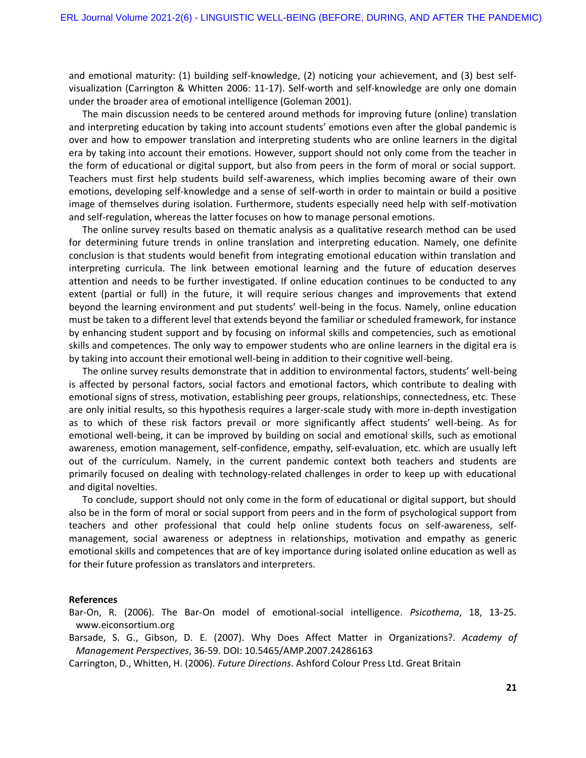and emotional maturity: (1) building self-knowledge, (2) noticing your achievement, and (3) best self-visualization (Carrington & Whitten 2006: 11-17). Self-worth and self-knowledge are only one domain under the broader area of emotional intelligence (Goleman 2001).

The main discussion needs to be centered around methods for improving future (online) translation and interpreting education by taking into account students' emotions even after the global pandemic is over and how to empower translation and interpreting students who are online learners in the digital era by taking into account their emotions. However, support should not only come from the teacher in the form of educational or digital support, but also from peers in the form of moral or social support. Teachers must first help students build self-awareness, which implies becoming aware of their own emotions, developing self-knowledge and a sense of self-worth in order to maintain or build a positive image of themselves during isolation. Furthermore, students especially need help with self-motivation and self-regulation, whereas the latter focuses on how to manage personal emotions.

The online survey results based on thematic analysis as a qualitative research method can be used for determining future trends in online translation and interpreting education. Namely, one definite conclusion is that students would benefit from integrating emotional education within translation and interpreting curricula. The link between emotional learning and the future of education deserves attention and needs to be further investigated. If online education continues to be conducted to any extent (partial or full) in the future, it will require serious changes and improvements that extend beyond the learning environment and put students' well-being in the focus. Namely, online education must be taken to a different level that extends beyond the familiar or scheduled framework, for instance by enhancing student support and by focusing on informal skills and competencies, such as emotional skills and competences. The only way to empower students who are online learners in the digital era is by taking into account their emotional well-being in addition to their cognitive well-being.

The online survey results demonstrate that in addition to environmental factors, students' well-being is affected by personal factors, social factors and emotional factors, which contribute to dealing with emotional signs of stress, motivation, establishing peer groups, relationships, connectedness, etc. These are only initial results, so this hypothesis requires a larger-scale study with more in-depth investigation as to which of these risk factors prevail or more significantly affect students' well-being. As for emotional well-being, it can be improved by building on social and emotional skills, such as emotional awareness, emotion management, self-confidence, empathy, self-evaluation, etc. which are usually left out of the curriculum. Namely, in the current pandemic context both teachers and students are primarily focused on dealing with technology-related challenges in order to keep up with educational and digital novelties.

To conclude, support should not only come in the form of educational or digital support, but should also be in the form of moral or social support from peers and in the form of psychological support from teachers and other professional that could help online students focus on self-awareness, self-management, social awareness or adeptness in relationships, motivation and empathy as generic emotional skills and competences that are of key importance during isolated online education as well as for their future profession as translators and interpreters.

**References**

Bar-On, R. (2006). The Bar-On model of emotional-social intelligence. *Psicothema*, 18, 13-25. www.eiconsortium.org

Barsade, S. G., Gibson, D. E. (2007). Why Does Affect Matter in Organizations?. *Academy of Management Perspectives*, 36-59. DOI: 10.5465/AMP.2007.24286163

Carrington, D., Whitten, H. (2006). *Future Directions*. Ashford Colour Press Ltd. Great Britain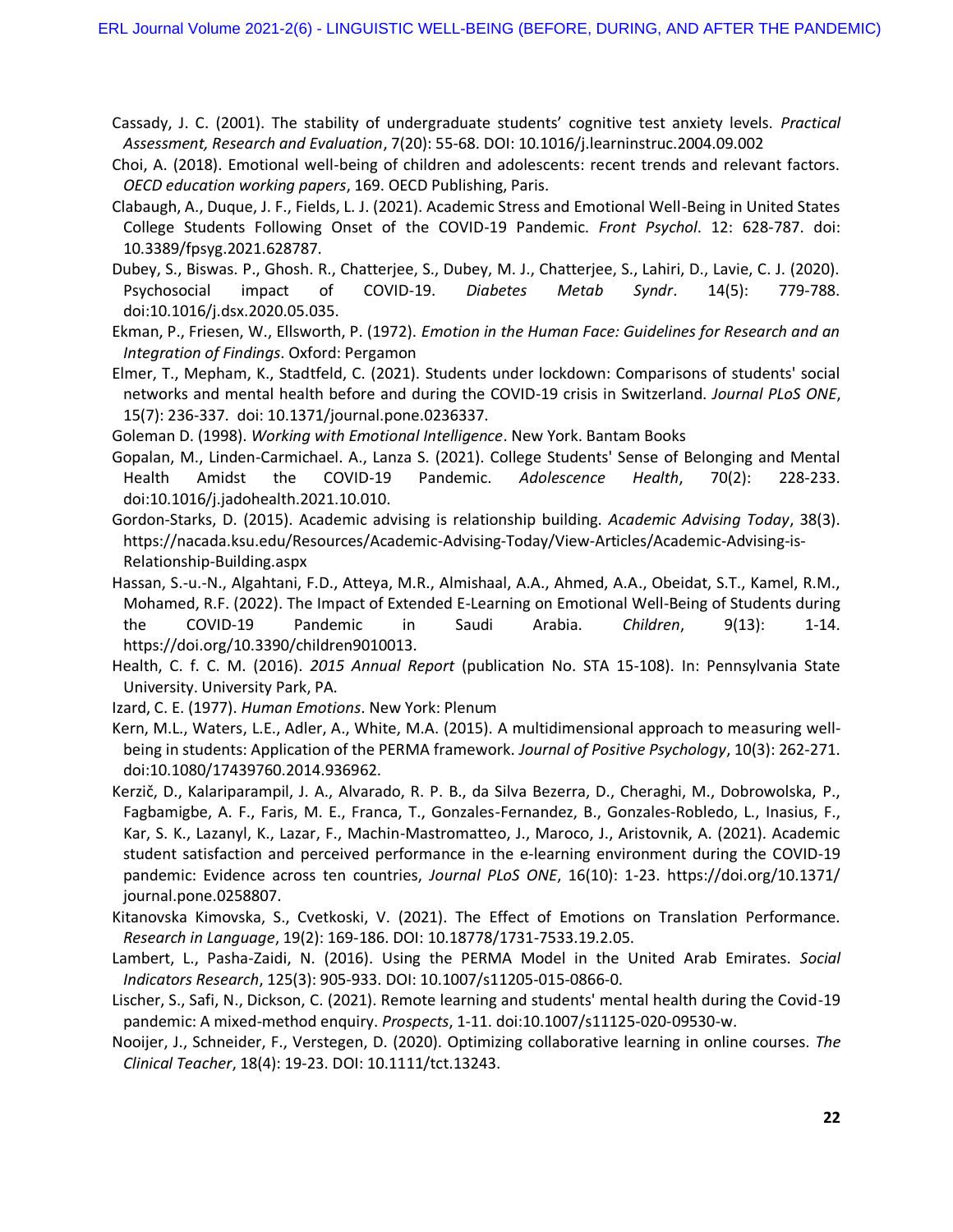Cassady, J. C. (2001). The stability of undergraduate students' cognitive test anxiety levels. *Practical Assessment, Research and Evaluation*, 7(20): 55-68. DOI: 10.1016/j.learninstruc.2004.09.002

Choi, A. (2018). Emotional well-being of children and adolescents: recent trends and relevant factors. *OECD education working papers*, 169. OECD Publishing, Paris.

Clabaugh, A., Duque, J. F., Fields, L. J. (2021). Academic Stress and Emotional Well-Being in United States College Students Following Onset of the COVID-19 Pandemic. *Front Psychol*. 12: 628-787. doi: 10.3389/fpsyg.2021.628787.

Dubey, S., Biswas. P., Ghosh. R., Chatterjee, S., Dubey, M. J., Chatterjee, S., Lahiri, D., Lavie, C. J. (2020). Psychosocial impact of COVID-19. *Diabetes Metab Syndr*. 14(5): 779-788. doi:10.1016/j.dsx.2020.05.035.

Ekman, P., Friesen, W., Ellsworth, P. (1972). *Emotion in the Human Face: Guidelines for Research and an Integration of Findings*. Oxford: Pergamon

Elmer, T., Mepham, K., Stadtfeld, C. (2021). Students under lockdown: Comparisons of students' social networks and mental health before and during the COVID-19 crisis in Switzerland. *Journal PLoS ONE*, 15(7): 236-337. doi: 10.1371/journal.pone.0236337.

Goleman D. (1998). *Working with Emotional Intelligence*. New York. Bantam Books

Gopalan, M., Linden-Carmichael. A., Lanza S. (2021). College Students' Sense of Belonging and Mental Health Amidst the COVID-19 Pandemic. *Adolescence Health*, 70(2): 228-233. doi:10.1016/j.jadohealth.2021.10.010.

Gordon-Starks, D. (2015). Academic advising is relationship building. *Academic Advising Today*, 38(3). https://nacada.ksu.edu/Resources/Academic-Advising-Today/View-Articles/Academic-Advising-is-Relationship-Building.aspx

Hassan, S.-u.-N., Algahtani, F.D., Atteya, M.R., Almishaal, A.A., Ahmed, A.A., Obeidat, S.T., Kamel, R.M., Mohamed, R.F. (2022). The Impact of Extended E-Learning on Emotional Well-Being of Students during the COVID-19 Pandemic in Saudi Arabia. *Children*, 9(13): 1-14. https://doi.org/10.3390/children9010013.

Health, C. f. C. M. (2016). *2015 Annual Report* (publication No. STA 15-108). In: Pennsylvania State University. University Park, PA.

Izard, C. E. (1977). *Human Emotions*. New York: Plenum

Kern, M.L., Waters, L.E., Adler, A., White, M.A. (2015). A multidimensional approach to measuring well-being in students: Application of the PERMA framework. *Journal of Positive Psychology*, 10(3): 262-271. doi:10.1080/17439760.2014.936962.

Kerzič, D., Kalariparampil, J. A., Alvarado, R. P. B., da Silva Bezerra, D., Cheraghi, M., Dobrowolska, P., Fagbamigbe, A. F., Faris, M. E., Franca, T., Gonzales-Fernandez, B., Gonzales-Robledo, L., Inasius, F., Kar, S. K., Lazanyl, K., Lazar, F., Machin-Mastromatteo, J., Maroco, J., Aristovnik, A. (2021). Academic student satisfaction and perceived performance in the e-learning environment during the COVID-19 pandemic: Evidence across ten countries, *Journal PLoS ONE*, 16(10): 1-23. https://doi.org/10.1371/journal.pone.0258807.

Kitanovska Kimovska, S., Cvetkoski, V. (2021). The Effect of Emotions on Translation Performance. *Research in Language*, 19(2): 169-186. DOI: 10.18778/1731-7533.19.2.05.

Lambert, L., Pasha-Zaidi, N. (2016). Using the PERMA Model in the United Arab Emirates. *Social Indicators Research*, 125(3): 905-933. DOI: 10.1007/s11205-015-0866-0.

Lischer, S., Safi, N., Dickson, C. (2021). Remote learning and students' mental health during the Covid-19 pandemic: A mixed-method enquiry. *Prospects*, 1-11. doi:10.1007/s11125-020-09530-w.

Nooijer, J., Schneider, F., Verstegen, D. (2020). Optimizing collaborative learning in online courses. *The Clinical Teacher*, 18(4): 19-23. DOI: 10.1111/tct.13243.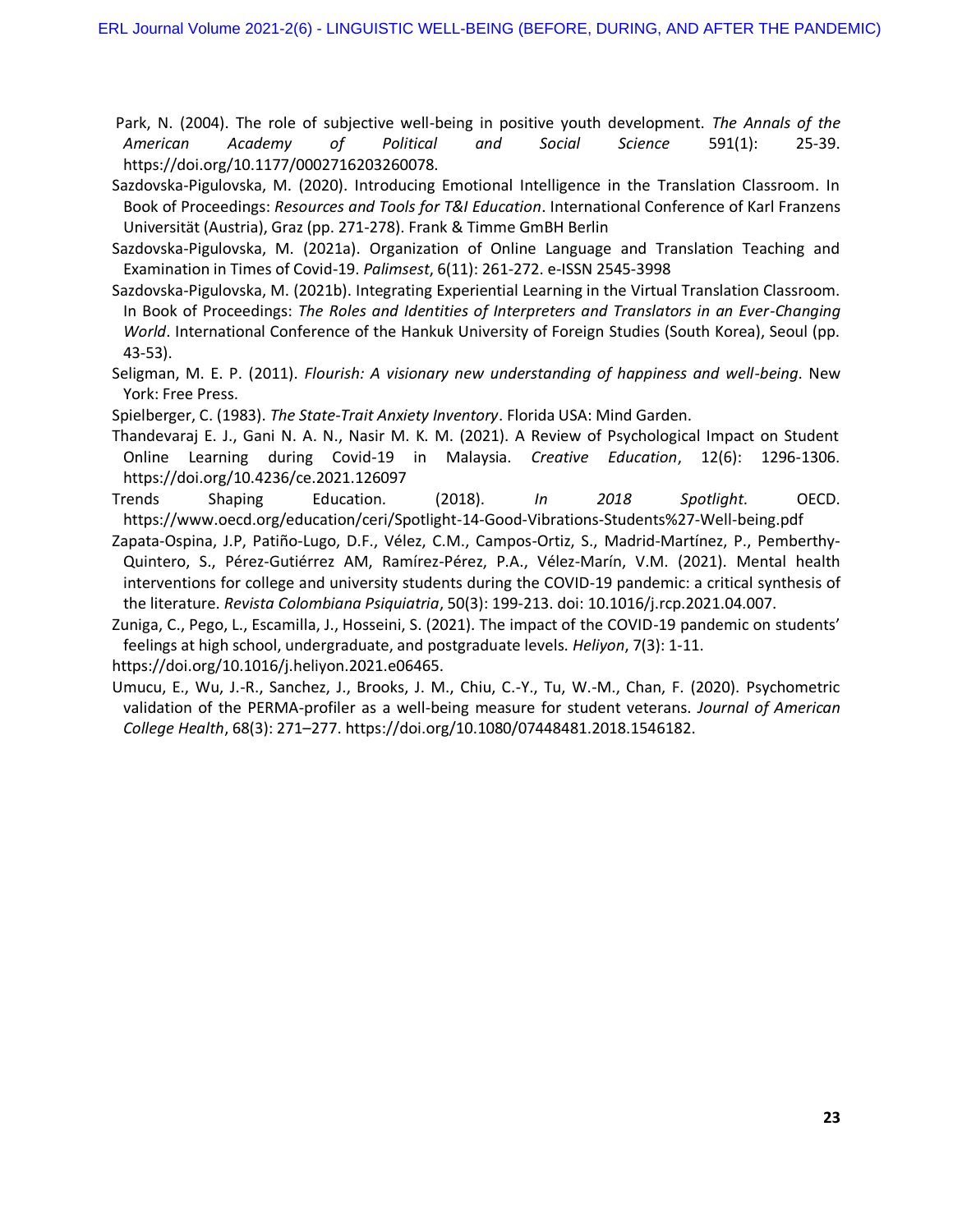Park, N. (2004). The role of subjective well-being in positive youth development. *The Annals of the American Academy of Political and Social Science* 591(1): 25-39. https://doi.org/10.1177/0002716203260078.

Sazdovska-Pigulovska, M. (2020). Introducing Emotional Intelligence in the Translation Classroom. In Book of Proceedings: *Resources and Tools for T&I Education*. International Conference of Karl Franzens Universität (Austria), Graz (pp. 271-278). Frank & Timme GmbH Berlin

Sazdovska-Pigulovska, M. (2021a). Organization of Online Language and Translation Teaching and Examination in Times of Covid-19. *Palimsest*, 6(11): 261-272. e-ISSN 2545-3998

Sazdovska-Pigulovska, M. (2021b). Integrating Experiential Learning in the Virtual Translation Classroom. In Book of Proceedings: *The Roles and Identities of Interpreters and Translators in an Ever-Changing World*. International Conference of the Hankuk University of Foreign Studies (South Korea), Seoul (pp. 43-53).

Seligman, M. E. P. (2011). *Flourish: A visionary new understanding of happiness and well-being*. New York: Free Press.

Spielberger, C. (1983). *The State-Trait Anxiety Inventory*. Florida USA: Mind Garden.

Thandevaraj E. J., Gani N. A. N., Nasir M. K. M. (2021). A Review of Psychological Impact on Student Online Learning during Covid-19 in Malaysia. *Creative Education*, 12(6): 1296-1306. https://doi.org/10.4236/ce.2021.126097

Trends Shaping Education. (2018). *In 2018 Spotlight*. OECD. https://www.oecd.org/education/ceri/Spotlight-14-Good-Vibrations-Students%27-Well-being.pdf

Zapata-Ospina, J.P, Patiño-Lugo, D.F., Vélez, C.M., Campos-Ortiz, S., Madrid-Martínez, P., Pemberthy-Quintero, S., Pérez-Gutiérrez AM, Ramírez-Pérez, P.A., Vélez-Marín, V.M. (2021). Mental health interventions for college and university students during the COVID-19 pandemic: a critical synthesis of the literature. *Revista Colombiana Psiquiatria*, 50(3): 199-213. doi: 10.1016/j.rcp.2021.04.007.

Zuniga, C., Pego, L., Escamilla, J., Hosseini, S. (2021). The impact of the COVID-19 pandemic on students' feelings at high school, undergraduate, and postgraduate levels. *Heliyon*, 7(3): 1-11. https://doi.org/10.1016/j.heliyon.2021.e06465.

Umucu, E., Wu, J.-R., Sanchez, J., Brooks, J. M., Chiu, C.-Y., Tu, W.-M., Chan, F. (2020). Psychometric validation of the PERMA-profiler as a well-being measure for student veterans. *Journal of American College Health*, 68(3): 271–277. https://doi.org/10.1080/07448481.2018.1546182.